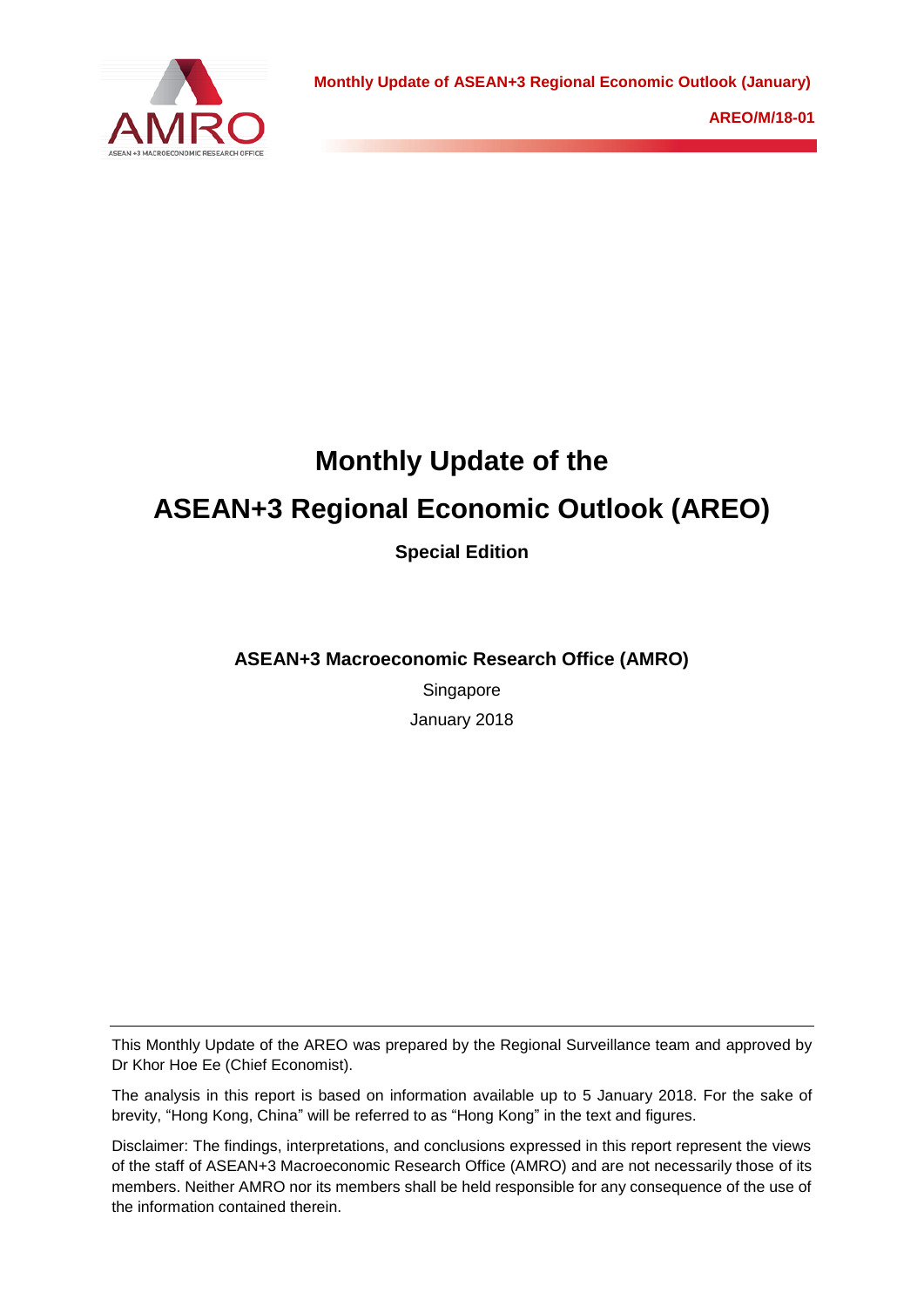**Monthly Update of ASEAN+3 Regional Economic Outlook (January)**

**AREO/M/18-01**

# Monthly Update of the
# ASEAN+3 Regional Economic Outlook (AREO)

**Special Edition**

**ASEAN+3 Macroeconomic Research Office (AMRO)**

Singapore

January 2018

---

This Monthly Update of the AREO was prepared by the Regional Surveillance team and approved by Dr Khor Hoe Ee (Chief Economist).

The analysis in this report is based on information available up to 5 January 2018. For the sake of brevity, "Hong Kong, China" will be referred to as "Hong Kong" in the text and figures.

Disclaimer: The findings, interpretations, and conclusions expressed in this report represent the views of the staff of ASEAN+3 Macroeconomic Research Office (AMRO) and are not necessarily those of its members. Neither AMRO nor its members shall be held responsible for any consequence of the use of the information contained therein.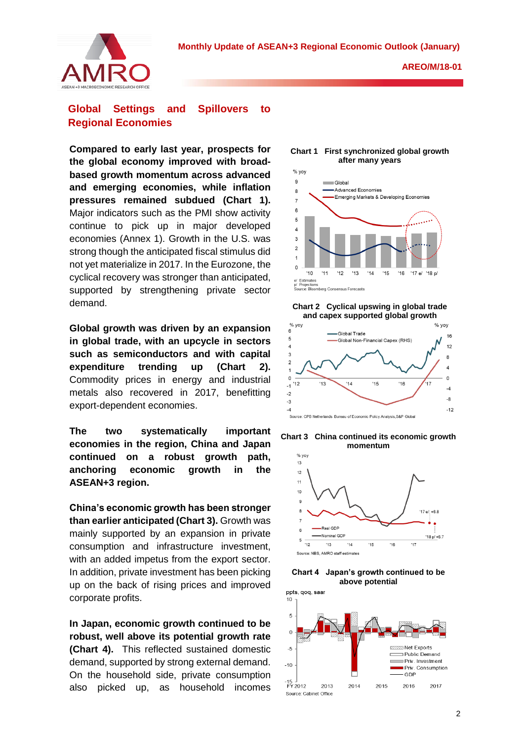## Global Settings and Spillovers to Regional Economies

**Compared to early last year, prospects for the global economy improved with broad-based growth momentum across advanced and emerging economies, while inflation pressures remained subdued (Chart 1).** Major indicators such as the PMI show activity continue to pick up in major developed economies (Annex 1). Growth in the U.S. was strong though the anticipated fiscal stimulus did not yet materialize in 2017. In the Eurozone, the cyclical recovery was stronger than anticipated, supported by strengthening private sector demand.

**Global growth was driven by an expansion in global trade, with an upcycle in sectors such as semiconductors and with capital expenditure trending up (Chart 2).** Commodity prices in energy and industrial metals also recovered in 2017, benefitting export-dependent economies.

**The two systematically important economies in the region, China and Japan continued on a robust growth path, anchoring economic growth in the ASEAN+3 region.**

**China's economic growth has been stronger than earlier anticipated (Chart 3).** Growth was mainly supported by an expansion in private consumption and infrastructure investment, with an added impetus from the export sector. In addition, private investment has been picking up on the back of rising prices and improved corporate profits.

**In Japan, economic growth continued to be robust, well above its potential growth rate (Chart 4).** This reflected sustained domestic demand, supported by strong external demand. On the household side, private consumption also picked up, as household incomes

**Chart 1 First synchronized global growth after many years**

Source: Bloomberg Consensus Forecasts

**Chart 2 Cyclical upswing in global trade and capex supported global growth**

Source: CPB Netherlands Bureau of Economic Policy Analysis, S&P Global

**Chart 3 China continued its economic growth momentum**

Source: NBS, AMRO staff estimates

**Chart 4 Japan's growth continued to be above potential**

Source: Cabinet Office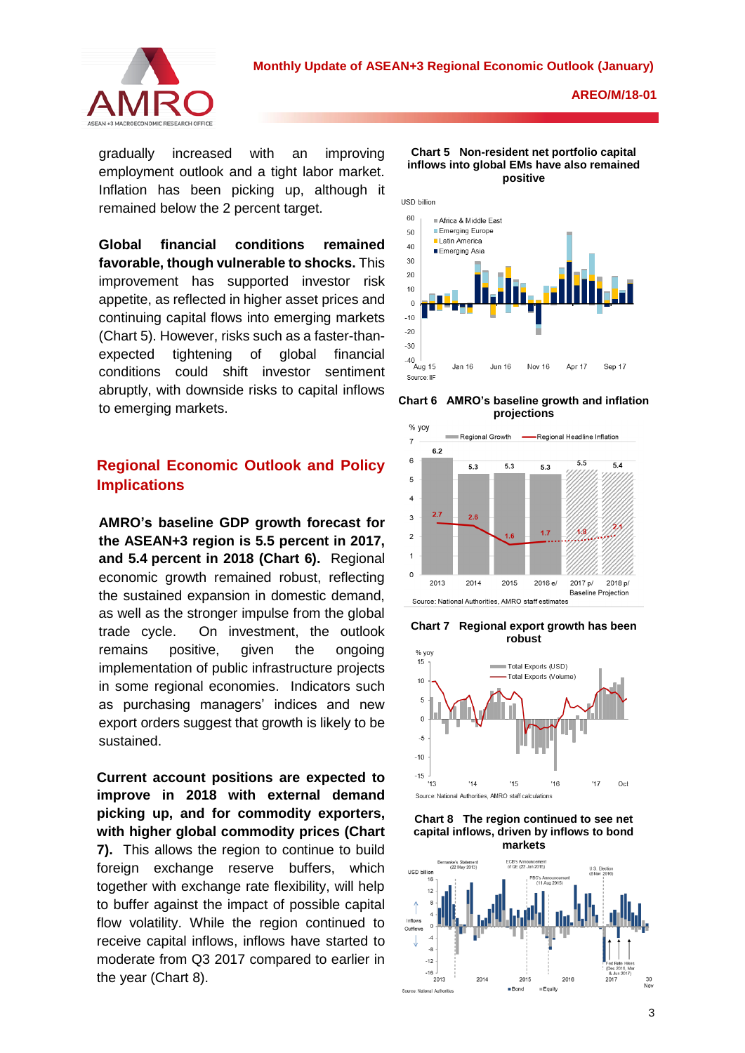gradually increased with an improving employment outlook and a tight labor market. Inflation has been picking up, although it remained below the 2 percent target.

**Global financial conditions remained favorable, though vulnerable to shocks.** This improvement has supported investor risk appetite, as reflected in higher asset prices and continuing capital flows into emerging markets (Chart 5). However, risks such as a faster-than-expected tightening of global financial conditions could shift investor sentiment abruptly, with downside risks to capital inflows to emerging markets.

## Regional Economic Outlook and Policy Implications

**AMRO's baseline GDP growth forecast for the ASEAN+3 region is 5.5 percent in 2017, and 5.4 percent in 2018 (Chart 6).** Regional economic growth remained robust, reflecting the sustained expansion in domestic demand, as well as the stronger impulse from the global trade cycle. On investment, the outlook remains positive, given the ongoing implementation of public infrastructure projects in some regional economies. Indicators such as purchasing managers' indices and new export orders suggest that growth is likely to be sustained.

**Current account positions are expected to improve in 2018 with external demand picking up, and for commodity exporters, with higher global commodity prices (Chart 7).** This allows the region to continue to build foreign exchange reserve buffers, which together with exchange rate flexibility, will help to buffer against the impact of possible capital flow volatility. While the region continued to receive capital inflows, inflows have started to moderate from Q3 2017 compared to earlier in the year (Chart 8).

**Chart 5 Non-resident net portfolio capital inflows into global EMs have also remained positive**

Source: IIF

**Chart 6 AMRO's baseline growth and inflation projections**

| | 2013 | 2014 | 2015 | 2016 e/ | 2017 p/ | 2018 p/ |
|---|---|---|---|---|---|---|
| Regional Growth (% yoy) | 6.2 | 5.3 | 5.3 | 5.3 | 5.5 | 5.4 |
| Regional Headline Inflation (% yoy) | 2.7 | 2.6 | 1.6 | 1.7 | 1.8 | 2.1 |

Note: 2017 p/ and 2018 p/ are Baseline Projection.

Source: National Authorities, AMRO staff estimates

**Chart 7 Regional export growth has been robust**

Source: National Authorities, AMRO staff calculations

**Chart 8 The region continued to see net capital inflows, driven by inflows to bond markets**

Source: National Authorities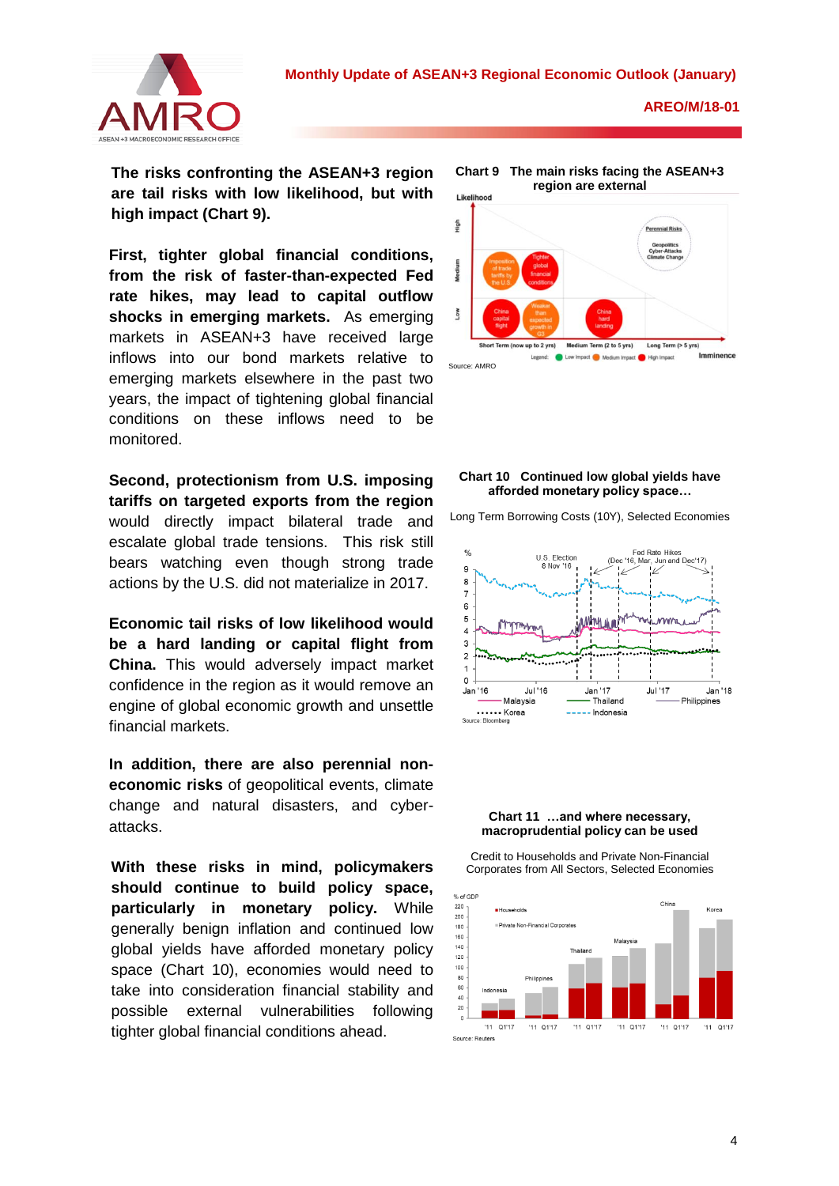**The risks confronting the ASEAN+3 region are tail risks with low likelihood, but with high impact (Chart 9).**

**First, tighter global financial conditions, from the risk of faster-than-expected Fed rate hikes, may lead to capital outflow shocks in emerging markets.** As emerging markets in ASEAN+3 have received large inflows into our bond markets relative to emerging markets elsewhere in the past two years, the impact of tightening global financial conditions on these inflows need to be monitored.

**Second, protectionism from U.S. imposing tariffs on targeted exports from the region** would directly impact bilateral trade and escalate global trade tensions. This risk still bears watching even though strong trade actions by the U.S. did not materialize in 2017.

**Economic tail risks of low likelihood would be a hard landing or capital flight from China.** This would adversely impact market confidence in the region as it would remove an engine of global economic growth and unsettle financial markets.

**In addition, there are also perennial non-economic risks** of geopolitical events, climate change and natural disasters, and cyber-attacks.

**With these risks in mind, policymakers should continue to build policy space, particularly in monetary policy.** While generally benign inflation and continued low global yields have afforded monetary policy space (Chart 10), economies would need to take into consideration financial stability and possible external vulnerabilities following tighter global financial conditions ahead.

**Chart 9 The main risks facing the ASEAN+3 region are external**

Source: AMRO

**Chart 10 Continued low global yields have afforded monetary policy space…**

Long Term Borrowing Costs (10Y), Selected Economies

Source: Bloomberg

**Chart 11 …and where necessary, macroprudential policy can be used**

Credit to Households and Private Non-Financial Corporates from All Sectors, Selected Economies

Source: Reuters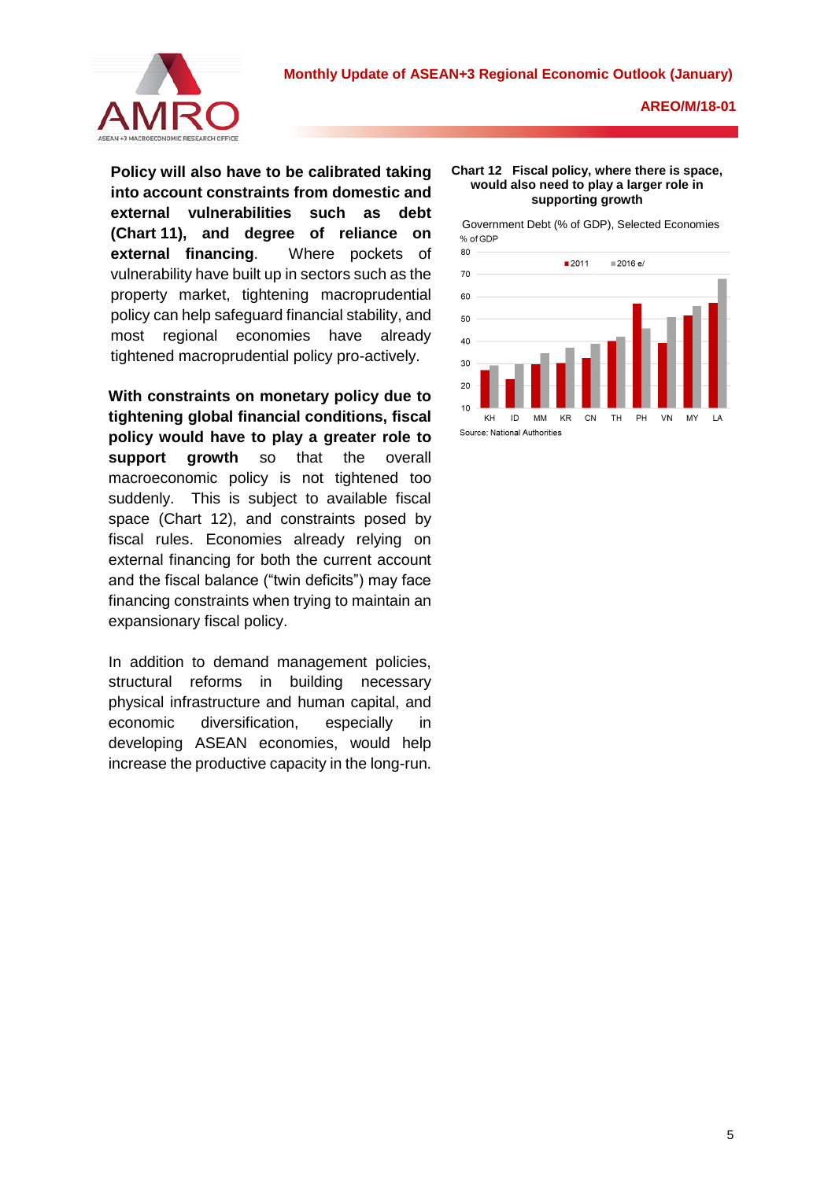**Policy will also have to be calibrated taking into account constraints from domestic and external vulnerabilities such as debt (Chart 11), and degree of reliance on external financing**. Where pockets of vulnerability have built up in sectors such as the property market, tightening macroprudential policy can help safeguard financial stability, and most regional economies have already tightened macroprudential policy pro-actively.

**With constraints on monetary policy due to tightening global financial conditions, fiscal policy would have to play a greater role to support growth** so that the overall macroeconomic policy is not tightened too suddenly. This is subject to available fiscal space (Chart 12), and constraints posed by fiscal rules. Economies already relying on external financing for both the current account and the fiscal balance ("twin deficits") may face financing constraints when trying to maintain an expansionary fiscal policy.

In addition to demand management policies, structural reforms in building necessary physical infrastructure and human capital, and economic diversification, especially in developing ASEAN economies, would help increase the productive capacity in the long-run.

**Chart 12 Fiscal policy, where there is space, would also need to play a larger role in supporting growth**

Government Debt (% of GDP), Selected Economies

% of GDP

| Economy | 2011 | 2016 e/ |
|---|---|---|
| KH | 27 | 29 |
| ID | 23 | 30 |
| MM | 30 | 35 |
| KR | 30 | 37 |
| CN | 33 | 39 |
| TH | 40 | 42 |
| PH | 57 | 46 |
| VN | 39 | 51 |
| MY | 52 | 56 |
| LA | 57 | 68 |

Source: National Authorities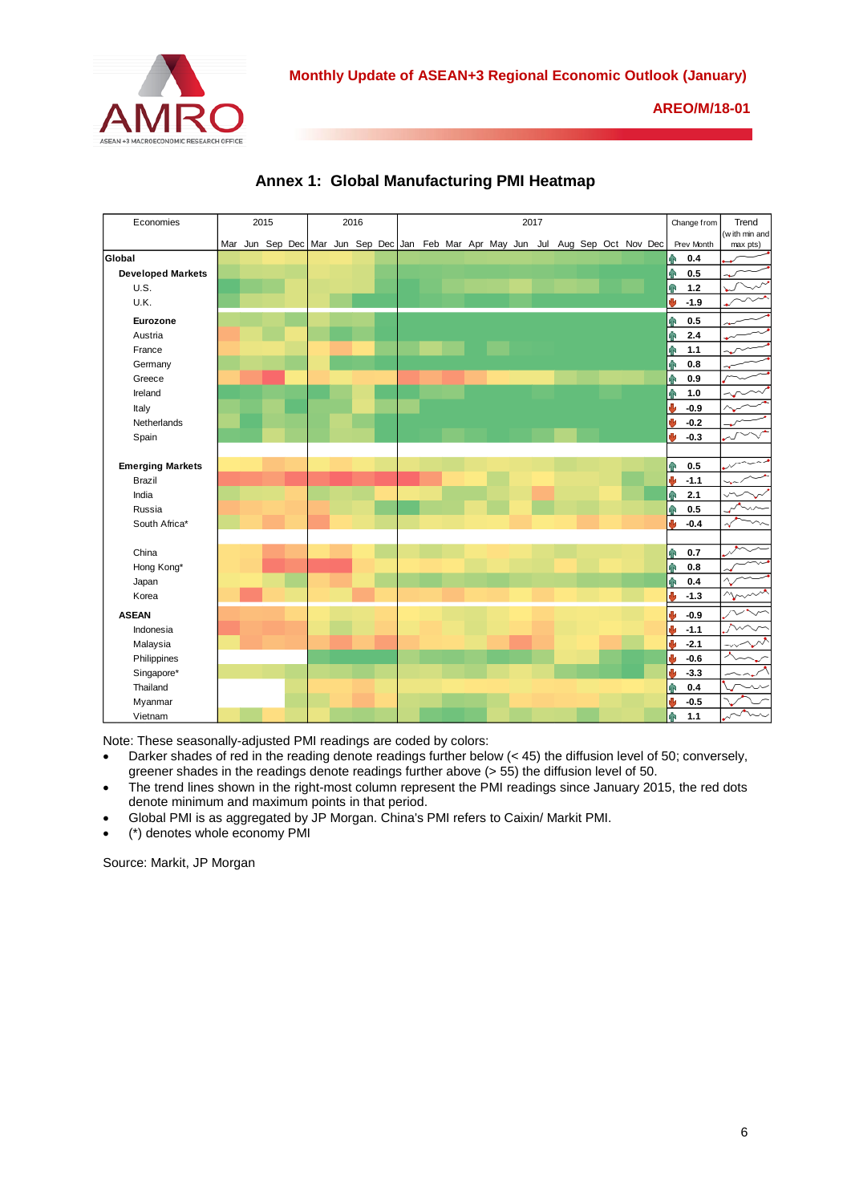## Annex 1: Global Manufacturing PMI Heatmap

| Economies | Change from Prev Month |
|---|---|
| **Global** | 0.4 |
| **Developed Markets** | 0.5 |
| U.S. | 1.2 |
| U.K. | -1.9 |
| **Eurozone** | 0.5 |
| Austria | 2.4 |
| France | 1.1 |
| Germany | 0.8 |
| Greece | 0.9 |
| Ireland | 1.0 |
| Italy | -0.9 |
| Netherlands | -0.2 |
| Spain | -0.3 |
| **Emerging Markets** | 0.5 |
| Brazil | -1.1 |
| India | 2.1 |
| Russia | 0.5 |
| South Africa* | -0.4 |
| China | 0.7 |
| Hong Kong* | 0.8 |
| Japan | 0.4 |
| Korea | -1.3 |
| **ASEAN** | -0.9 |
| Indonesia | -1.1 |
| Malaysia | -2.1 |
| Philippines | -0.6 |
| Singapore* | -3.3 |
| Thailand | 0.4 |
| Myanmar | -0.5 |
| Vietnam | 1.1 |

Note: These seasonally-adjusted PMI readings are coded by colors:

- Darker shades of red in the reading denote readings further below (< 45) the diffusion level of 50; conversely, greener shades in the readings denote readings further above (> 55) the diffusion level of 50.
- The trend lines shown in the right-most column represent the PMI readings since January 2015, the red dots denote minimum and maximum points in that period.
- Global PMI is as aggregated by JP Morgan. China's PMI refers to Caixin/ Markit PMI.
- (*) denotes whole economy PMI

Source: Markit, JP Morgan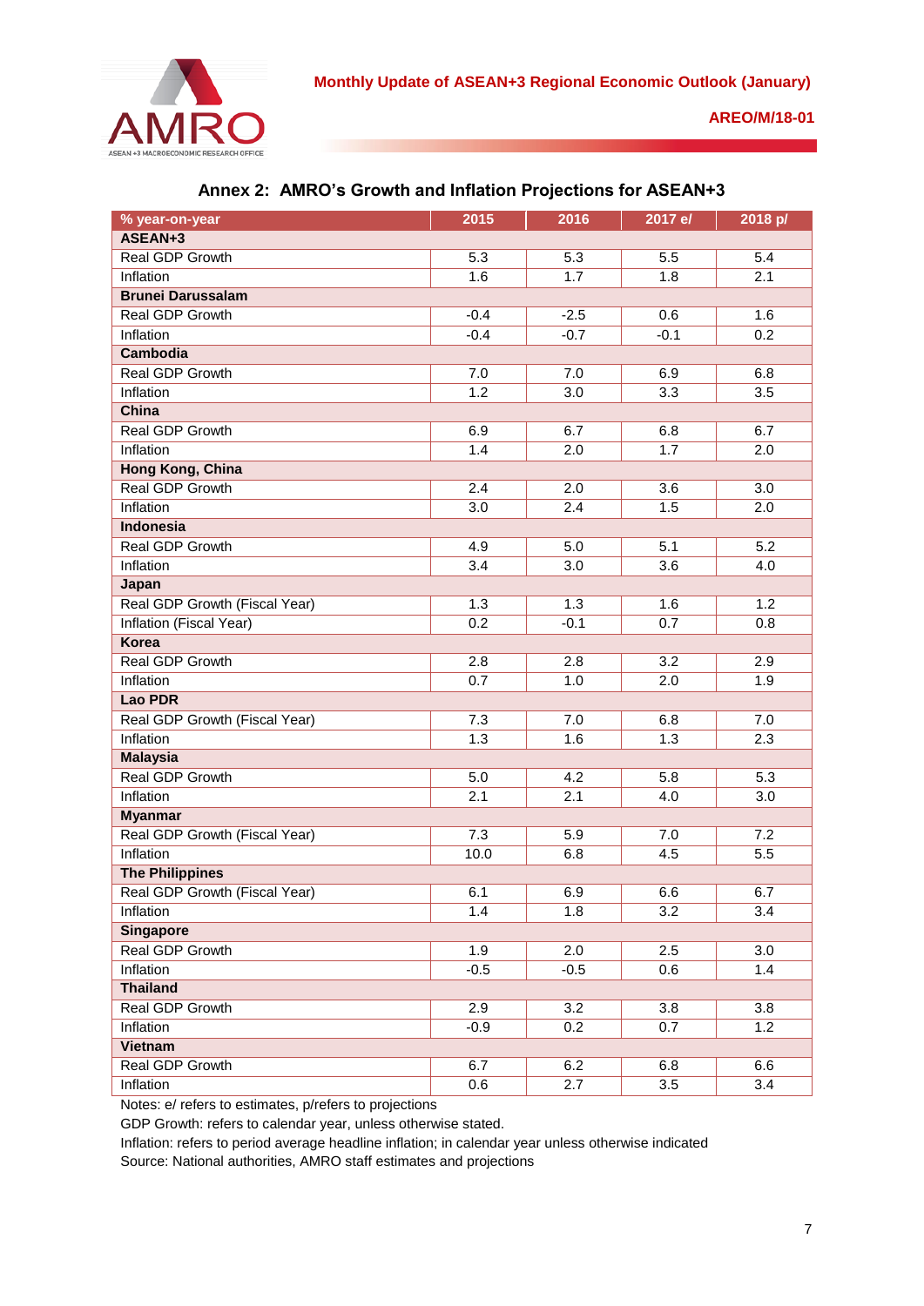## Annex 2: AMRO's Growth and Inflation Projections for ASEAN+3

| % year-on-year | 2015 | 2016 | 2017 e/ | 2018 p/ |
|---|---|---|---|---|
| **ASEAN+3** | | | | |
| Real GDP Growth | 5.3 | 5.3 | 5.5 | 5.4 |
| Inflation | 1.6 | 1.7 | 1.8 | 2.1 |
| **Brunei Darussalam** | | | | |
| Real GDP Growth | -0.4 | -2.5 | 0.6 | 1.6 |
| Inflation | -0.4 | -0.7 | -0.1 | 0.2 |
| **Cambodia** | | | | |
| Real GDP Growth | 7.0 | 7.0 | 6.9 | 6.8 |
| Inflation | 1.2 | 3.0 | 3.3 | 3.5 |
| **China** | | | | |
| Real GDP Growth | 6.9 | 6.7 | 6.8 | 6.7 |
| Inflation | 1.4 | 2.0 | 1.7 | 2.0 |
| **Hong Kong, China** | | | | |
| Real GDP Growth | 2.4 | 2.0 | 3.6 | 3.0 |
| Inflation | 3.0 | 2.4 | 1.5 | 2.0 |
| **Indonesia** | | | | |
| Real GDP Growth | 4.9 | 5.0 | 5.1 | 5.2 |
| Inflation | 3.4 | 3.0 | 3.6 | 4.0 |
| **Japan** | | | | |
| Real GDP Growth (Fiscal Year) | 1.3 | 1.3 | 1.6 | 1.2 |
| Inflation (Fiscal Year) | 0.2 | -0.1 | 0.7 | 0.8 |
| **Korea** | | | | |
| Real GDP Growth | 2.8 | 2.8 | 3.2 | 2.9 |
| Inflation | 0.7 | 1.0 | 2.0 | 1.9 |
| **Lao PDR** | | | | |
| Real GDP Growth (Fiscal Year) | 7.3 | 7.0 | 6.8 | 7.0 |
| Inflation | 1.3 | 1.6 | 1.3 | 2.3 |
| **Malaysia** | | | | |
| Real GDP Growth | 5.0 | 4.2 | 5.8 | 5.3 |
| Inflation | 2.1 | 2.1 | 4.0 | 3.0 |
| **Myanmar** | | | | |
| Real GDP Growth (Fiscal Year) | 7.3 | 5.9 | 7.0 | 7.2 |
| Inflation | 10.0 | 6.8 | 4.5 | 5.5 |
| **The Philippines** | | | | |
| Real GDP Growth (Fiscal Year) | 6.1 | 6.9 | 6.6 | 6.7 |
| Inflation | 1.4 | 1.8 | 3.2 | 3.4 |
| **Singapore** | | | | |
| Real GDP Growth | 1.9 | 2.0 | 2.5 | 3.0 |
| Inflation | -0.5 | -0.5 | 0.6 | 1.4 |
| **Thailand** | | | | |
| Real GDP Growth | 2.9 | 3.2 | 3.8 | 3.8 |
| Inflation | -0.9 | 0.2 | 0.7 | 1.2 |
| **Vietnam** | | | | |
| Real GDP Growth | 6.7 | 6.2 | 6.8 | 6.6 |
| Inflation | 0.6 | 2.7 | 3.5 | 3.4 |

Notes: e/ refers to estimates, p/refers to projections

GDP Growth: refers to calendar year, unless otherwise stated.

Inflation: refers to period average headline inflation; in calendar year unless otherwise indicated

Source: National authorities, AMRO staff estimates and projections